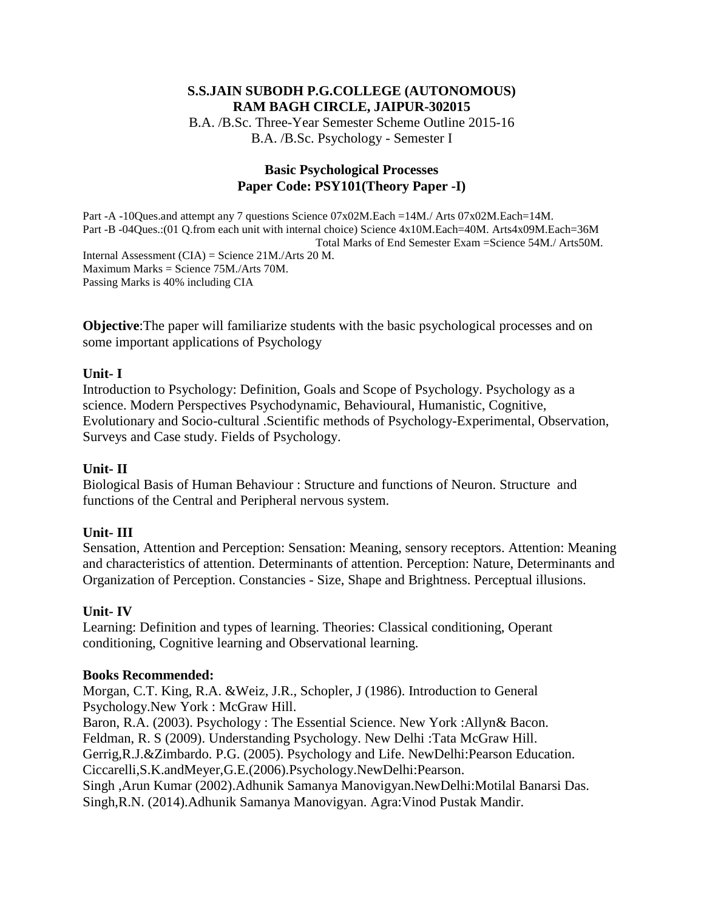**S.S.JAIN SUBODH P.G.COLLEGE (AUTONOMOUS)**
**RAM BAGH CIRCLE, JAIPUR-302015**

B.A. /B.Sc. Three-Year Semester Scheme Outline 2015-16
B.A. /B.Sc. Psychology - Semester I

## Basic Psychological Processes
## Paper Code: PSY101(Theory Paper -I)

Part -A -10Ques.and attempt any 7 questions Science 07x02M.Each =14M./ Arts 07x02M.Each=14M.
Part -B -04Ques.:(01 Q.from each unit with internal choice) Science 4x10M.Each=40M. Arts4x09M.Each=36M
Total Marks of End Semester Exam =Science 54M./ Arts50M.
Internal Assessment (CIA) = Science 21M./Arts 20 M.
Maximum Marks = Science 75M./Arts 70M.
Passing Marks is 40% including CIA

**Objective**:The paper will familiarize students with the basic psychological processes and on some important applications of Psychology

**Unit- I**
Introduction to Psychology: Definition, Goals and Scope of Psychology. Psychology as a science. Modern Perspectives Psychodynamic, Behavioural, Humanistic, Cognitive, Evolutionary and Socio-cultural .Scientific methods of Psychology-Experimental, Observation, Surveys and Case study. Fields of Psychology.

**Unit- II**
Biological Basis of Human Behaviour : Structure and functions of Neuron. Structure and functions of the Central and Peripheral nervous system.

**Unit- III**
Sensation, Attention and Perception: Sensation: Meaning, sensory receptors. Attention: Meaning and characteristics of attention. Determinants of attention. Perception: Nature, Determinants and Organization of Perception. Constancies - Size, Shape and Brightness. Perceptual illusions.

**Unit- IV**
Learning: Definition and types of learning. Theories: Classical conditioning, Operant conditioning, Cognitive learning and Observational learning.

**Books Recommended:**
Morgan, C.T. King, R.A. &Weiz, J.R., Schopler, J (1986). Introduction to General Psychology.New York : McGraw Hill.
Baron, R.A. (2003). Psychology : The Essential Science. New York :Allyn& Bacon.
Feldman, R. S (2009). Understanding Psychology. New Delhi :Tata McGraw Hill.
Gerrig,R.J.&Zimbardo. P.G. (2005). Psychology and Life. NewDelhi:Pearson Education.
Ciccarelli,S.K.andMeyer,G.E.(2006).Psychology.NewDelhi:Pearson.
Singh ,Arun Kumar (2002).Adhunik Samanya Manovigyan.NewDelhi:Motilal Banarsi Das.
Singh,R.N. (2014).Adhunik Samanya Manovigyan. Agra:Vinod Pustak Mandir.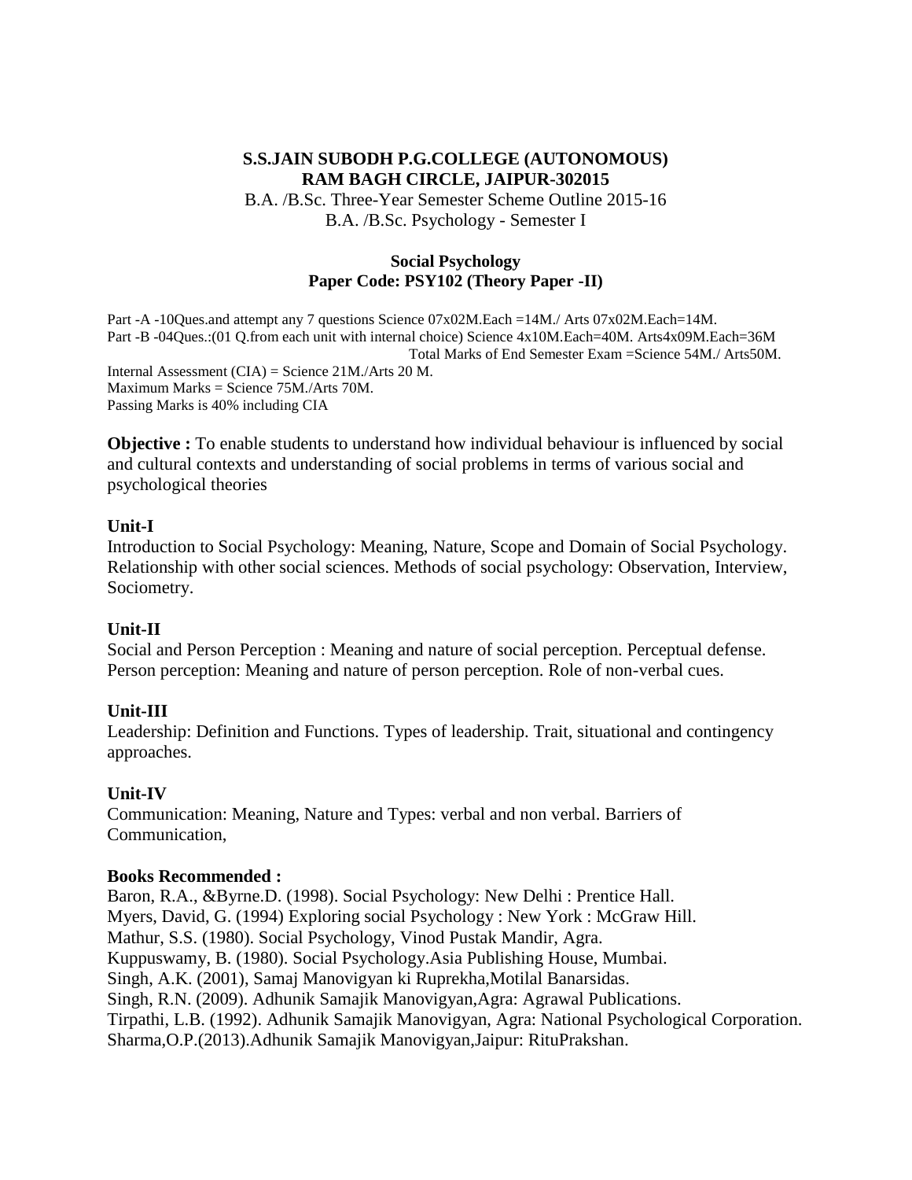**S.S.JAIN SUBODH P.G.COLLEGE (AUTONOMOUS)**
**RAM BAGH CIRCLE, JAIPUR-302015**

B.A. /B.Sc. Three-Year Semester Scheme Outline 2015-16

B.A. /B.Sc. Psychology - Semester I

## Social Psychology
## Paper Code: PSY102 (Theory Paper -II)

Part -A -10Ques.and attempt any 7 questions Science 07x02M.Each =14M./ Arts 07x02M.Each=14M.
Part -B -04Ques.:(01 Q.from each unit with internal choice) Science 4x10M.Each=40M. Arts4x09M.Each=36M
Total Marks of End Semester Exam =Science 54M./ Arts50M.
Internal Assessment (CIA) = Science 21M./Arts 20 M.
Maximum Marks = Science 75M./Arts 70M.
Passing Marks is 40% including CIA

**Objective :** To enable students to understand how individual behaviour is influenced by social and cultural contexts and understanding of social problems in terms of various social and psychological theories

**Unit-I**

Introduction to Social Psychology: Meaning, Nature, Scope and Domain of Social Psychology. Relationship with other social sciences. Methods of social psychology: Observation, Interview, Sociometry.

**Unit-II**

Social and Person Perception : Meaning and nature of social perception. Perceptual defense. Person perception: Meaning and nature of person perception. Role of non-verbal cues.

**Unit-III**

Leadership: Definition and Functions. Types of leadership. Trait, situational and contingency approaches.

**Unit-IV**

Communication: Meaning, Nature and Types: verbal and non verbal. Barriers of Communication,

**Books Recommended :**

Baron, R.A., &Byrne.D. (1998). Social Psychology: New Delhi : Prentice Hall.
Myers, David, G. (1994) Exploring social Psychology : New York : McGraw Hill.
Mathur, S.S. (1980). Social Psychology, Vinod Pustak Mandir, Agra.
Kuppuswamy, B. (1980). Social Psychology.Asia Publishing House, Mumbai.
Singh, A.K. (2001), Samaj Manovigyan ki Ruprekha,Motilal Banarsidas.
Singh, R.N. (2009). Adhunik Samajik Manovigyan,Agra: Agrawal Publications.
Tirpathi, L.B. (1992). Adhunik Samajik Manovigyan, Agra: National Psychological Corporation.
Sharma,O.P.(2013).Adhunik Samajik Manovigyan,Jaipur: RituPrakshan.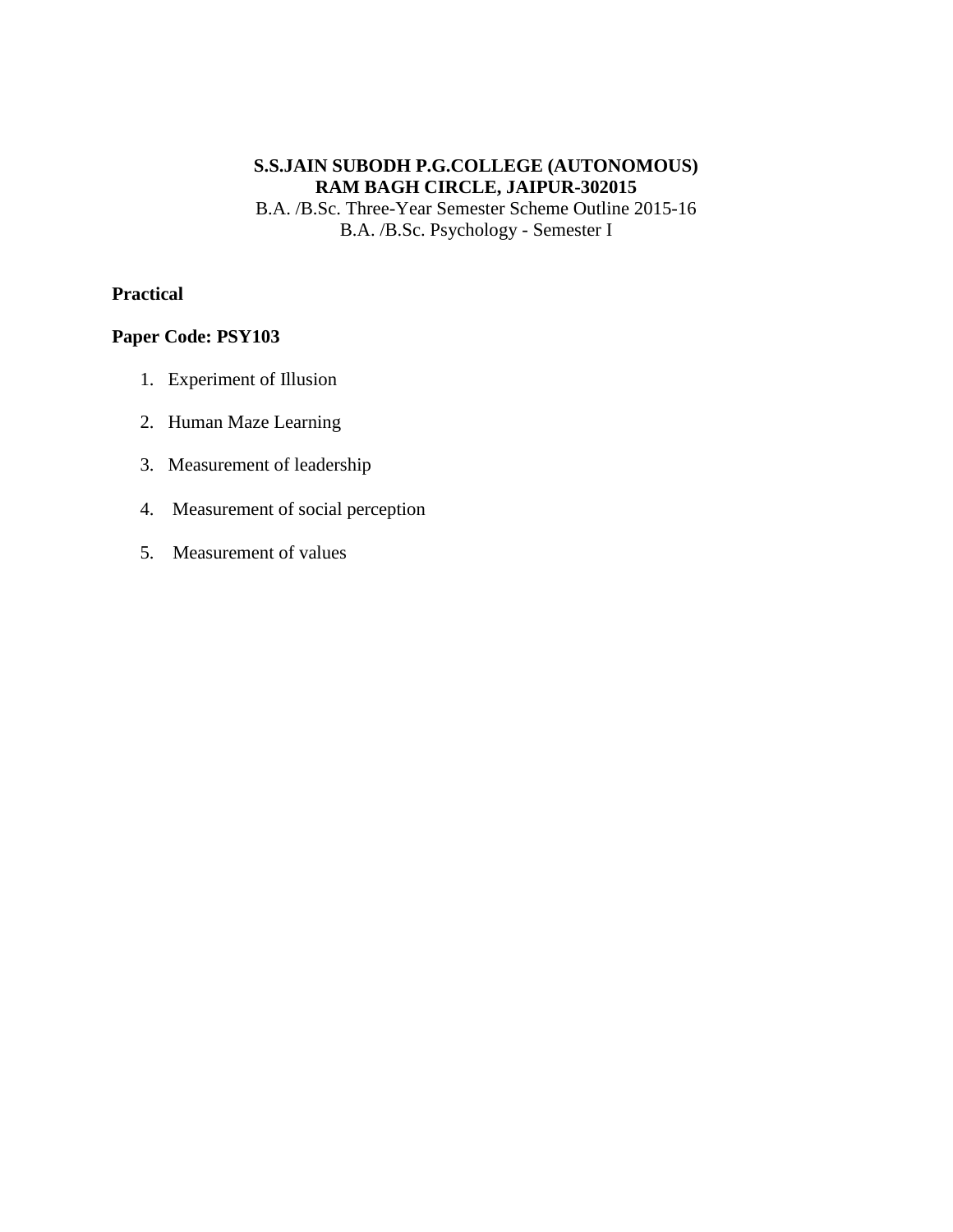**S.S.JAIN SUBODH P.G.COLLEGE (AUTONOMOUS)**
**RAM BAGH CIRCLE, JAIPUR-302015**
B.A. /B.Sc. Three-Year Semester Scheme Outline 2015-16
B.A. /B.Sc. Psychology - Semester I

**Practical**

**Paper Code: PSY103**

1. Experiment of Illusion
2. Human Maze Learning
3. Measurement of leadership
4. Measurement of social perception
5. Measurement of values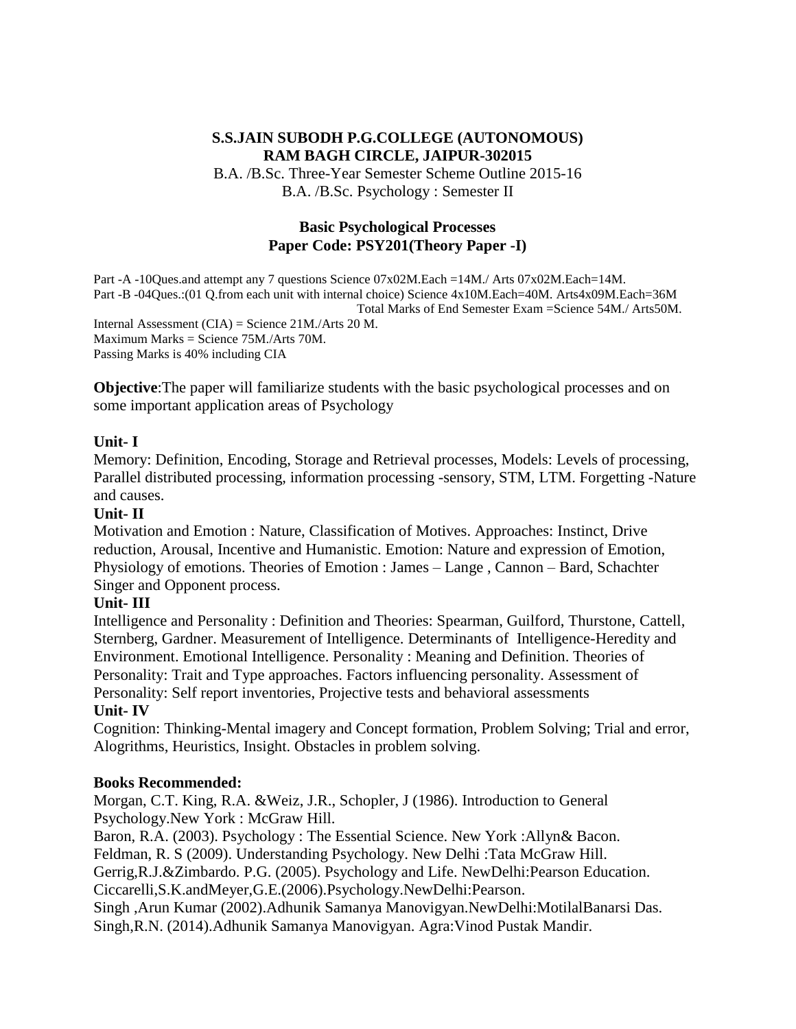**S.S.JAIN SUBODH P.G.COLLEGE (AUTONOMOUS)**
**RAM BAGH CIRCLE, JAIPUR-302015**

B.A. /B.Sc. Three-Year Semester Scheme Outline 2015-16
B.A. /B.Sc. Psychology : Semester II

## Basic Psychological Processes
## Paper Code: PSY201(Theory Paper -I)

Part -A -10Ques.and attempt any 7 questions Science 07x02M.Each =14M./ Arts 07x02M.Each=14M.
Part -B -04Ques.:(01 Q.from each unit with internal choice) Science 4x10M.Each=40M. Arts4x09M.Each=36M
Total Marks of End Semester Exam =Science 54M./ Arts50M.
Internal Assessment (CIA) = Science 21M./Arts 20 M.
Maximum Marks = Science 75M./Arts 70M.
Passing Marks is 40% including CIA

**Objective**:The paper will familiarize students with the basic psychological processes and on some important application areas of Psychology

**Unit- I**
Memory: Definition, Encoding, Storage and Retrieval processes, Models: Levels of processing, Parallel distributed processing, information processing -sensory, STM, LTM. Forgetting -Nature and causes.

**Unit- II**
Motivation and Emotion : Nature, Classification of Motives. Approaches: Instinct, Drive reduction, Arousal, Incentive and Humanistic. Emotion: Nature and expression of Emotion, Physiology of emotions. Theories of Emotion : James – Lange , Cannon – Bard, Schachter Singer and Opponent process.

**Unit- III**
Intelligence and Personality : Definition and Theories: Spearman, Guilford, Thurstone, Cattell, Sternberg, Gardner. Measurement of Intelligence. Determinants of Intelligence-Heredity and Environment. Emotional Intelligence. Personality : Meaning and Definition. Theories of Personality: Trait and Type approaches. Factors influencing personality. Assessment of Personality: Self report inventories, Projective tests and behavioral assessments

**Unit- IV**
Cognition: Thinking-Mental imagery and Concept formation, Problem Solving; Trial and error, Alogrithms, Heuristics, Insight. Obstacles in problem solving.

**Books Recommended:**

Morgan, C.T. King, R.A. &Weiz, J.R., Schopler, J (1986). Introduction to General Psychology.New York : McGraw Hill.
Baron, R.A. (2003). Psychology : The Essential Science. New York :Allyn& Bacon.
Feldman, R. S (2009). Understanding Psychology. New Delhi :Tata McGraw Hill.
Gerrig,R.J.&Zimbardo. P.G. (2005). Psychology and Life. NewDelhi:Pearson Education.
Ciccarelli,S.K.andMeyer,G.E.(2006).Psychology.NewDelhi:Pearson.
Singh ,Arun Kumar (2002).Adhunik Samanya Manovigyan.NewDelhi:MotilalBanarsi Das.
Singh,R.N. (2014).Adhunik Samanya Manovigyan. Agra:Vinod Pustak Mandir.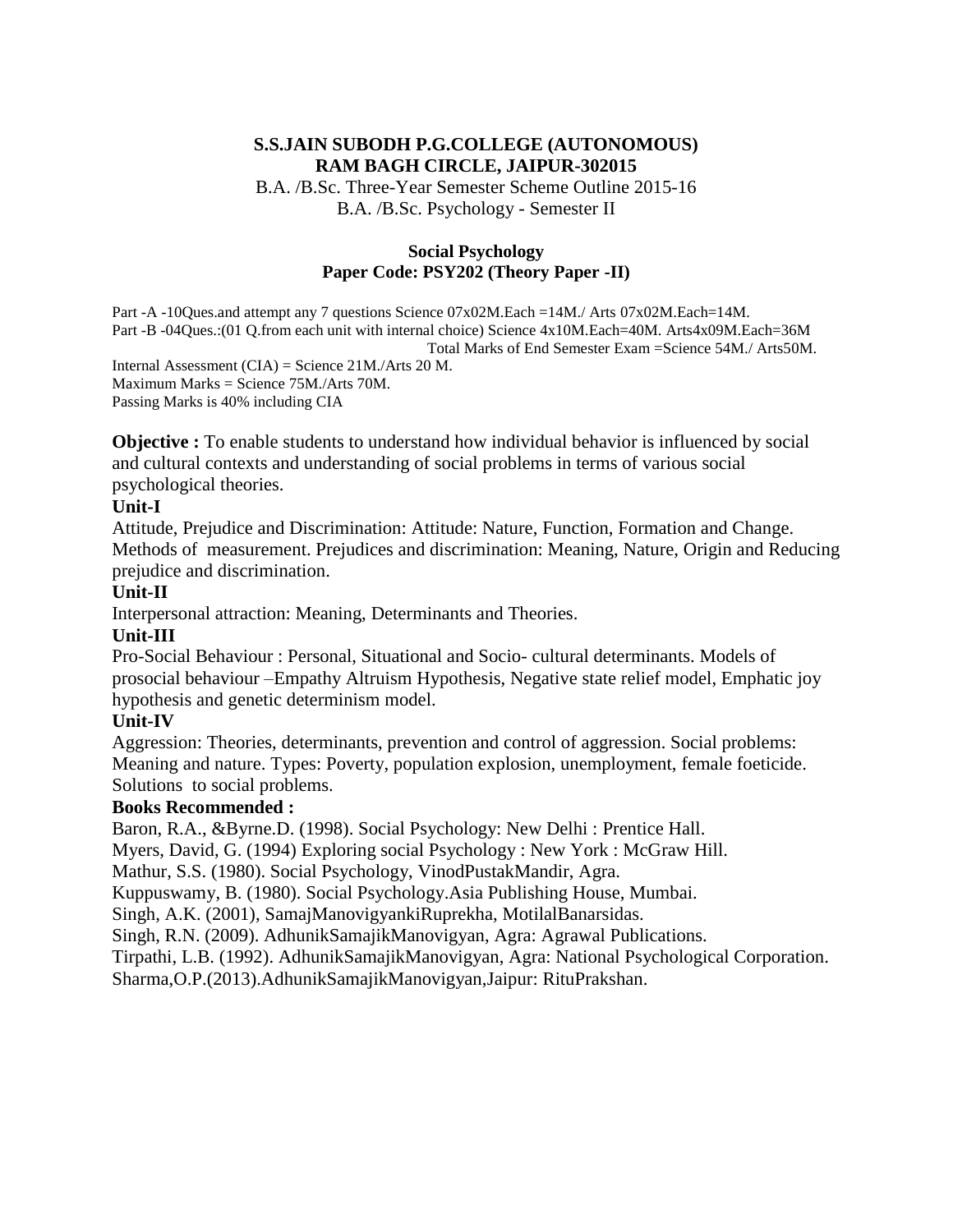**S.S.JAIN SUBODH P.G.COLLEGE (AUTONOMOUS)**
**RAM BAGH CIRCLE, JAIPUR-302015**

B.A. /B.Sc. Three-Year Semester Scheme Outline 2015-16
B.A. /B.Sc. Psychology - Semester II

## Social Psychology
## Paper Code: PSY202 (Theory Paper -II)

Part -A -10Ques.and attempt any 7 questions Science 07x02M.Each =14M./ Arts 07x02M.Each=14M.
Part -B -04Ques.:(01 Q.from each unit with internal choice) Science 4x10M.Each=40M. Arts4x09M.Each=36M
Total Marks of End Semester Exam =Science 54M./ Arts50M.
Internal Assessment (CIA) = Science 21M./Arts 20 M.
Maximum Marks = Science 75M./Arts 70M.
Passing Marks is 40% including CIA

**Objective :** To enable students to understand how individual behavior is influenced by social and cultural contexts and understanding of social problems in terms of various social psychological theories.

**Unit-I**

Attitude, Prejudice and Discrimination: Attitude: Nature, Function, Formation and Change. Methods of measurement. Prejudices and discrimination: Meaning, Nature, Origin and Reducing prejudice and discrimination.

**Unit-II**

Interpersonal attraction: Meaning, Determinants and Theories.

**Unit-III**

Pro-Social Behaviour : Personal, Situational and Socio- cultural determinants. Models of prosocial behaviour –Empathy Altruism Hypothesis, Negative state relief model, Emphatic joy hypothesis and genetic determinism model.

**Unit-IV**

Aggression: Theories, determinants, prevention and control of aggression. Social problems: Meaning and nature. Types: Poverty, population explosion, unemployment, female foeticide. Solutions to social problems.

**Books Recommended :**

Baron, R.A., &Byrne.D. (1998). Social Psychology: New Delhi : Prentice Hall.
Myers, David, G. (1994) Exploring social Psychology : New York : McGraw Hill.
Mathur, S.S. (1980). Social Psychology, VinodPustakMandir, Agra.
Kuppuswamy, B. (1980). Social Psychology.Asia Publishing House, Mumbai.
Singh, A.K. (2001), SamajManovigyankiRuprekha, MotilalBanarsidas.
Singh, R.N. (2009). AdhunikSamajikManovigyan, Agra: Agrawal Publications.
Tirpathi, L.B. (1992). AdhunikSamajikManovigyan, Agra: National Psychological Corporation.
Sharma,O.P.(2013).AdhunikSamajikManovigyan,Jaipur: RituPrakshan.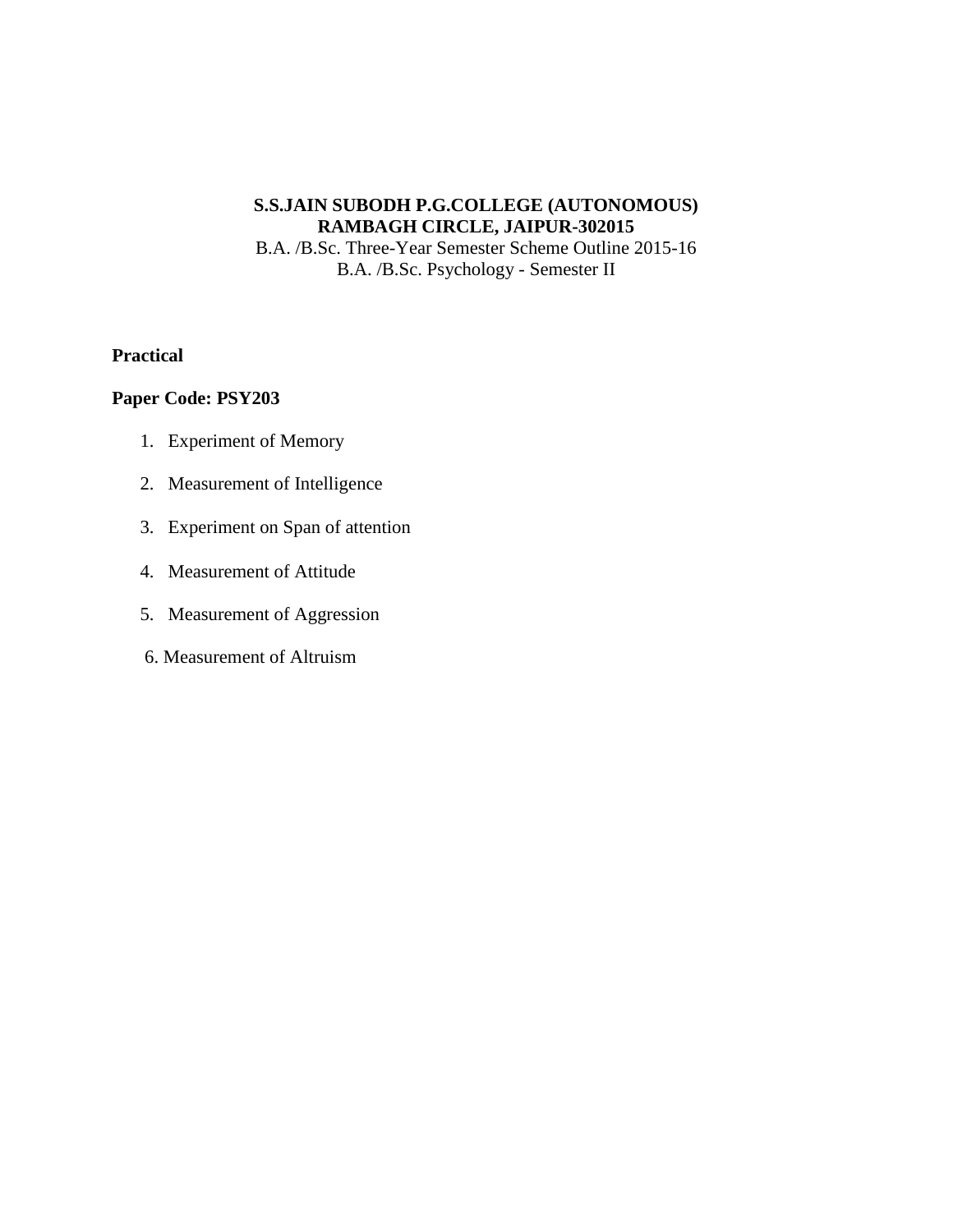**S.S.JAIN SUBODH P.G.COLLEGE (AUTONOMOUS)**
**RAMBAGH CIRCLE, JAIPUR-302015**
B.A. /B.Sc. Three-Year Semester Scheme Outline 2015-16
B.A. /B.Sc. Psychology - Semester II

**Practical**

**Paper Code: PSY203**

1. Experiment of Memory
2. Measurement of Intelligence
3. Experiment on Span of attention
4. Measurement of Attitude
5. Measurement of Aggression
6. Measurement of Altruism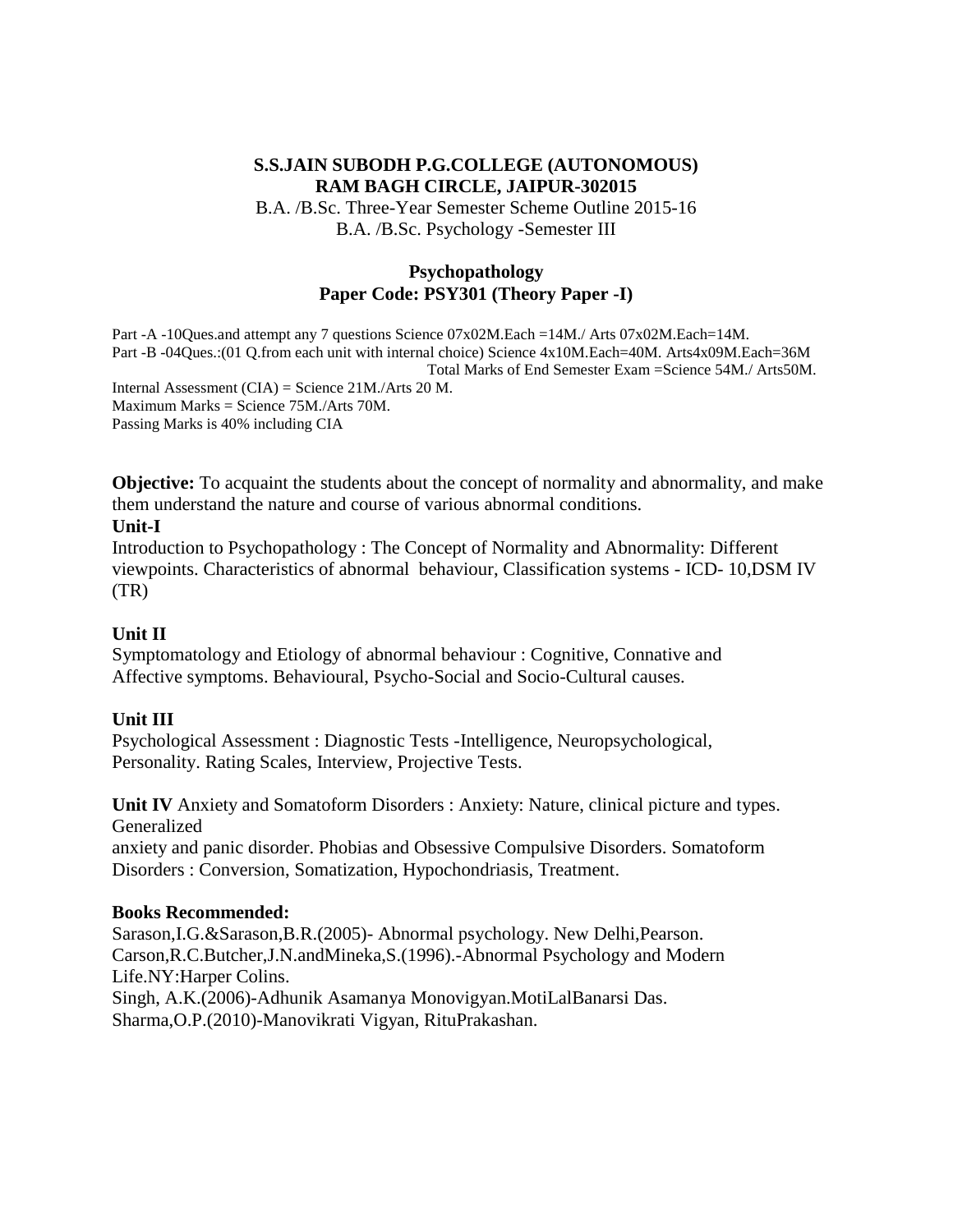**S.S.JAIN SUBODH P.G.COLLEGE (AUTONOMOUS)**
**RAM BAGH CIRCLE, JAIPUR-302015**

B.A. /B.Sc. Three-Year Semester Scheme Outline 2015-16
B.A. /B.Sc. Psychology -Semester III

## Psychopathology
## Paper Code: PSY301 (Theory Paper -I)

Part -A -10Ques.and attempt any 7 questions Science 07x02M.Each =14M./ Arts 07x02M.Each=14M.
Part -B -04Ques.:(01 Q.from each unit with internal choice) Science 4x10M.Each=40M. Arts4x09M.Each=36M
Total Marks of End Semester Exam =Science 54M./ Arts50M.
Internal Assessment (CIA) = Science 21M./Arts 20 M.
Maximum Marks = Science 75M./Arts 70M.
Passing Marks is 40% including CIA

**Objective:** To acquaint the students about the concept of normality and abnormality, and make them understand the nature and course of various abnormal conditions.

**Unit-I**

Introduction to Psychopathology : The Concept of Normality and Abnormality: Different viewpoints. Characteristics of abnormal behaviour, Classification systems - ICD- 10,DSM IV (TR)

**Unit II**

Symptomatology and Etiology of abnormal behaviour : Cognitive, Connative and Affective symptoms. Behavioural, Psycho-Social and Socio-Cultural causes.

**Unit III**

Psychological Assessment : Diagnostic Tests -Intelligence, Neuropsychological, Personality. Rating Scales, Interview, Projective Tests.

**Unit IV** Anxiety and Somatoform Disorders : Anxiety: Nature, clinical picture and types. Generalized anxiety and panic disorder. Phobias and Obsessive Compulsive Disorders. Somatoform Disorders : Conversion, Somatization, Hypochondriasis, Treatment.

**Books Recommended:**

Sarason,I.G.&Sarason,B.R.(2005)- Abnormal psychology. New Delhi,Pearson.
Carson,R.C.Butcher,J.N.andMineka,S.(1996).-Abnormal Psychology and Modern Life.NY:Harper Colins.
Singh, A.K.(2006)-Adhunik Asamanya Monovigyan.MotiLalBanarsi Das.
Sharma,O.P.(2010)-Manovikrati Vigyan, RituPrakashan.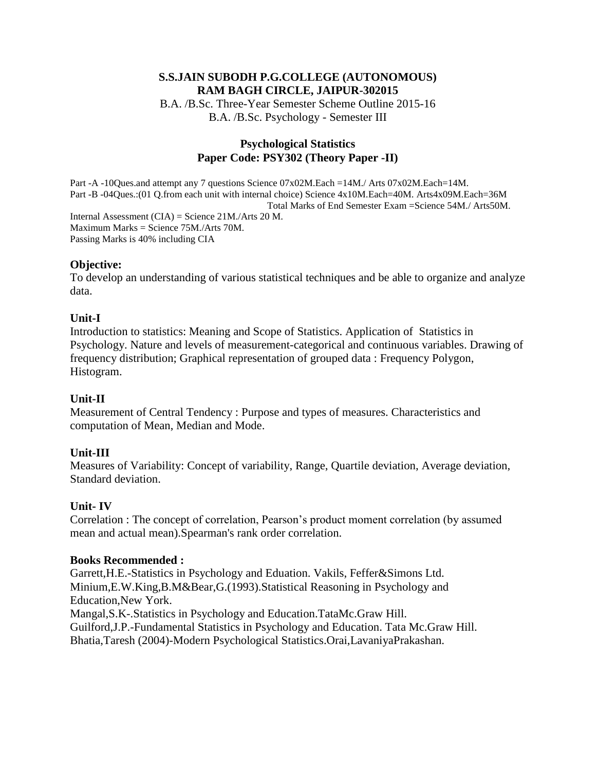**S.S.JAIN SUBODH P.G.COLLEGE (AUTONOMOUS)**
**RAM BAGH CIRCLE, JAIPUR-302015**

B.A. /B.Sc. Three-Year Semester Scheme Outline 2015-16
B.A. /B.Sc. Psychology - Semester III

## Psychological Statistics
## Paper Code: PSY302 (Theory Paper -II)

Part -A -10Ques.and attempt any 7 questions Science 07x02M.Each =14M./ Arts 07x02M.Each=14M.
Part -B -04Ques.:(01 Q.from each unit with internal choice) Science 4x10M.Each=40M. Arts4x09M.Each=36M
Total Marks of End Semester Exam =Science 54M./ Arts50M.
Internal Assessment (CIA) = Science 21M./Arts 20 M.
Maximum Marks = Science 75M./Arts 70M.
Passing Marks is 40% including CIA

### Objective:

To develop an understanding of various statistical techniques and be able to organize and analyze data.

### Unit-I

Introduction to statistics: Meaning and Scope of Statistics. Application of Statistics in Psychology. Nature and levels of measurement-categorical and continuous variables. Drawing of frequency distribution; Graphical representation of grouped data : Frequency Polygon, Histogram.

### Unit-II

Measurement of Central Tendency : Purpose and types of measures. Characteristics and computation of Mean, Median and Mode.

### Unit-III

Measures of Variability: Concept of variability, Range, Quartile deviation, Average deviation, Standard deviation.

### Unit- IV

Correlation : The concept of correlation, Pearson's product moment correlation (by assumed mean and actual mean).Spearman's rank order correlation.

### Books Recommended :

Garrett,H.E.-Statistics in Psychology and Eduation. Vakils, Feffer&Simons Ltd.
Minium,E.W.King,B.M&Bear,G.(1993).Statistical Reasoning in Psychology and Education,New York.
Mangal,S.K-.Statistics in Psychology and Education.TataMc.Graw Hill.
Guilford,J.P.-Fundamental Statistics in Psychology and Education. Tata Mc.Graw Hill.
Bhatia,Taresh (2004)-Modern Psychological Statistics.Orai,LavaniyaPrakashan.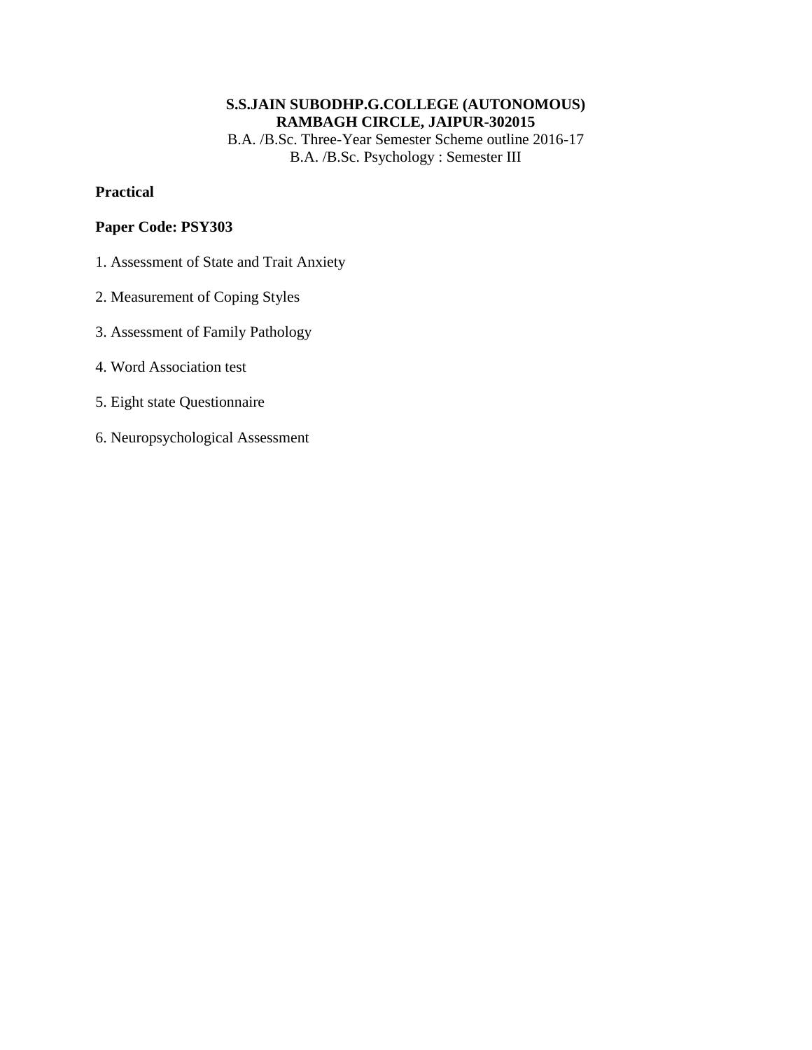**S.S.JAIN SUBODHP.G.COLLEGE (AUTONOMOUS)**
**RAMBAGH CIRCLE, JAIPUR-302015**
B.A. /B.Sc. Three-Year Semester Scheme outline 2016-17
B.A. /B.Sc. Psychology : Semester III

**Practical**

**Paper Code: PSY303**

1. Assessment of State and Trait Anxiety
2. Measurement of Coping Styles
3. Assessment of Family Pathology
4. Word Association test
5. Eight state Questionnaire
6. Neuropsychological Assessment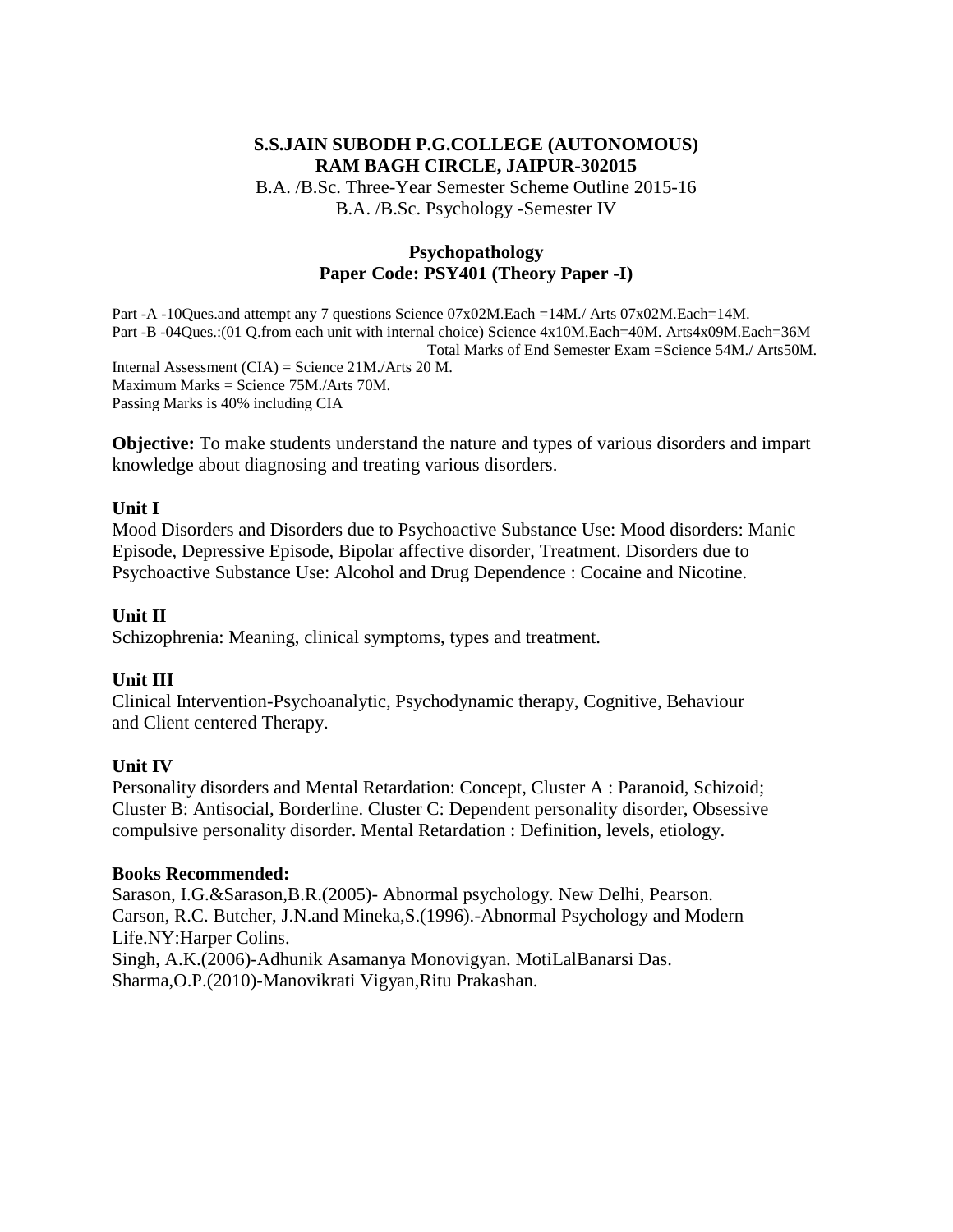**S.S.JAIN SUBODH P.G.COLLEGE (AUTONOMOUS)**
**RAM BAGH CIRCLE, JAIPUR-302015**
B.A. /B.Sc. Three-Year Semester Scheme Outline 2015-16
B.A. /B.Sc. Psychology -Semester IV

## Psychopathology
## Paper Code: PSY401 (Theory Paper -I)

Part -A -10Ques.and attempt any 7 questions Science 07x02M.Each =14M./ Arts 07x02M.Each=14M.
Part -B -04Ques.:(01 Q.from each unit with internal choice) Science 4x10M.Each=40M. Arts4x09M.Each=36M
Total Marks of End Semester Exam =Science 54M./ Arts50M.
Internal Assessment (CIA) = Science 21M./Arts 20 M.
Maximum Marks = Science 75M./Arts 70M.
Passing Marks is 40% including CIA

**Objective:** To make students understand the nature and types of various disorders and impart knowledge about diagnosing and treating various disorders.

**Unit I**
Mood Disorders and Disorders due to Psychoactive Substance Use: Mood disorders: Manic Episode, Depressive Episode, Bipolar affective disorder, Treatment. Disorders due to Psychoactive Substance Use: Alcohol and Drug Dependence : Cocaine and Nicotine.

**Unit II**
Schizophrenia: Meaning, clinical symptoms, types and treatment.

**Unit III**
Clinical Intervention-Psychoanalytic, Psychodynamic therapy, Cognitive, Behaviour and Client centered Therapy.

**Unit IV**
Personality disorders and Mental Retardation: Concept, Cluster A : Paranoid, Schizoid; Cluster B: Antisocial, Borderline. Cluster C: Dependent personality disorder, Obsessive compulsive personality disorder. Mental Retardation : Definition, levels, etiology.

**Books Recommended:**
Sarason, I.G.&Sarason,B.R.(2005)- Abnormal psychology. New Delhi, Pearson.
Carson, R.C. Butcher, J.N.and Mineka,S.(1996).-Abnormal Psychology and Modern Life.NY:Harper Colins.
Singh, A.K.(2006)-Adhunik Asamanya Monovigyan. MotiLalBanarsi Das.
Sharma,O.P.(2010)-Manovikrati Vigyan,Ritu Prakashan.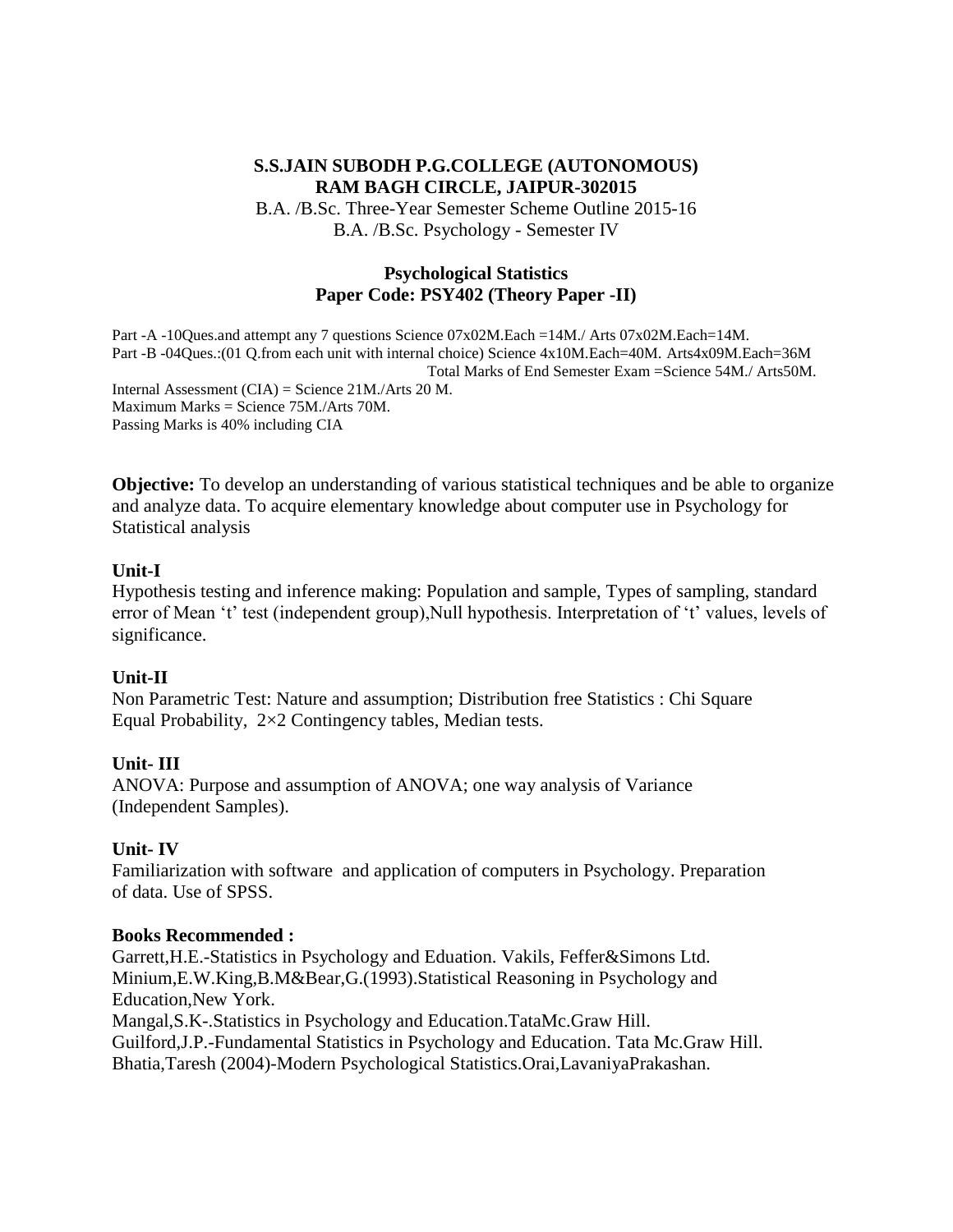**S.S.JAIN SUBODH P.G.COLLEGE (AUTONOMOUS)**
**RAM BAGH CIRCLE, JAIPUR-302015**

B.A. /B.Sc. Three-Year Semester Scheme Outline 2015-16
B.A. /B.Sc. Psychology - Semester IV

## Psychological Statistics
## Paper Code: PSY402 (Theory Paper -II)

Part -A -10Ques.and attempt any 7 questions Science 07x02M.Each =14M./ Arts 07x02M.Each=14M.
Part -B -04Ques.:(01 Q.from each unit with internal choice) Science 4x10M.Each=40M. Arts4x09M.Each=36M
Total Marks of End Semester Exam =Science 54M./ Arts50M.
Internal Assessment (CIA) = Science 21M./Arts 20 M.
Maximum Marks = Science 75M./Arts 70M.
Passing Marks is 40% including CIA

**Objective:** To develop an understanding of various statistical techniques and be able to organize and analyze data. To acquire elementary knowledge about computer use in Psychology for Statistical analysis

**Unit-I**
Hypothesis testing and inference making: Population and sample, Types of sampling, standard error of Mean 't' test (independent group),Null hypothesis. Interpretation of 't' values, levels of significance.

**Unit-II**
Non Parametric Test: Nature and assumption; Distribution free Statistics : Chi Square Equal Probability, 2×2 Contingency tables, Median tests.

**Unit- III**
ANOVA: Purpose and assumption of ANOVA; one way analysis of Variance (Independent Samples).

**Unit- IV**
Familiarization with software and application of computers in Psychology. Preparation of data. Use of SPSS.

**Books Recommended :**
Garrett,H.E.-Statistics in Psychology and Eduation. Vakils, Feffer&Simons Ltd.
Minium,E.W.King,B.M&Bear,G.(1993).Statistical Reasoning in Psychology and Education,New York.
Mangal,S.K-.Statistics in Psychology and Education.TataMc.Graw Hill.
Guilford,J.P.-Fundamental Statistics in Psychology and Education. Tata Mc.Graw Hill.
Bhatia,Taresh (2004)-Modern Psychological Statistics.Orai,LavaniyaPrakashan.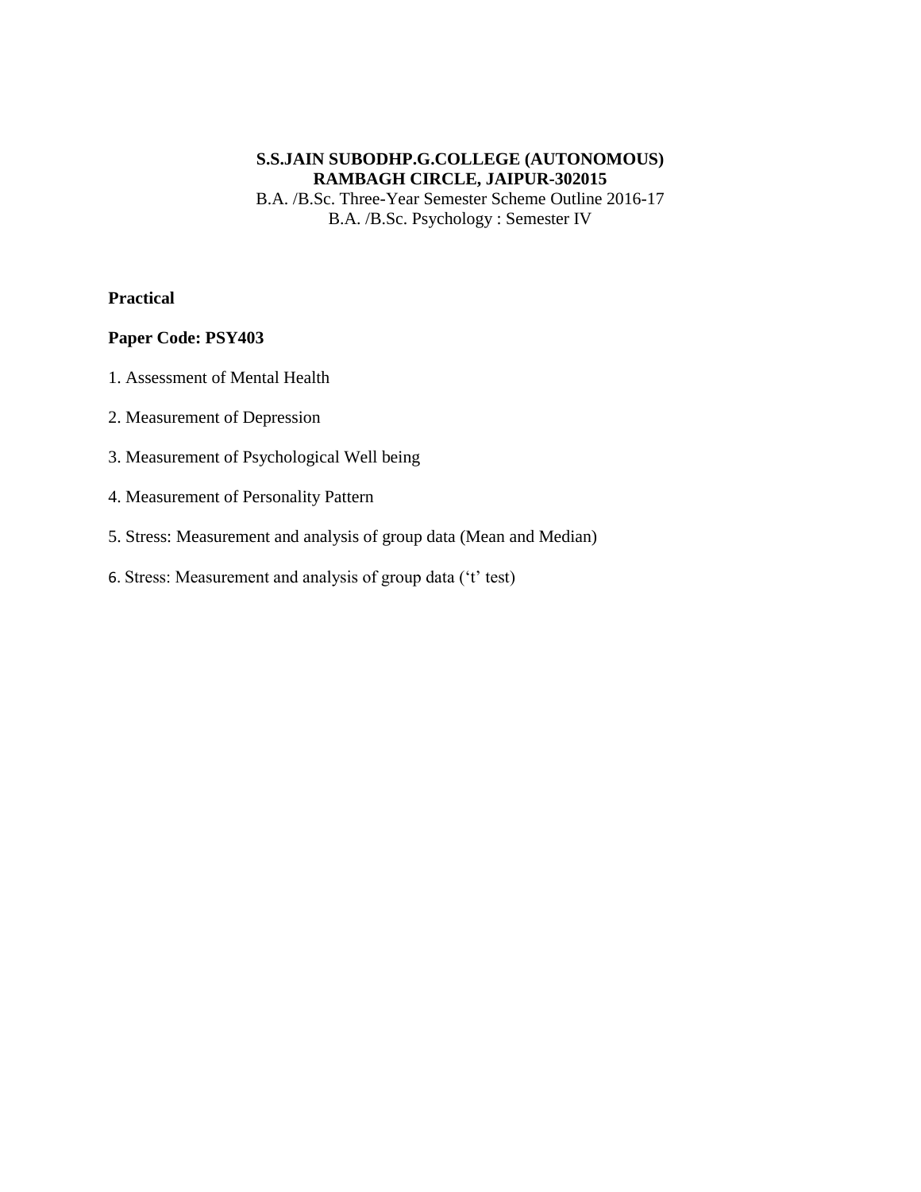**S.S.JAIN SUBODHP.G.COLLEGE (AUTONOMOUS)**
**RAMBAGH CIRCLE, JAIPUR-302015**

B.A. /B.Sc. Three-Year Semester Scheme Outline 2016-17

B.A. /B.Sc. Psychology : Semester IV

**Practical**

**Paper Code: PSY403**

1. Assessment of Mental Health
2. Measurement of Depression
3. Measurement of Psychological Well being
4. Measurement of Personality Pattern
5. Stress: Measurement and analysis of group data (Mean and Median)
6. Stress: Measurement and analysis of group data ('t' test)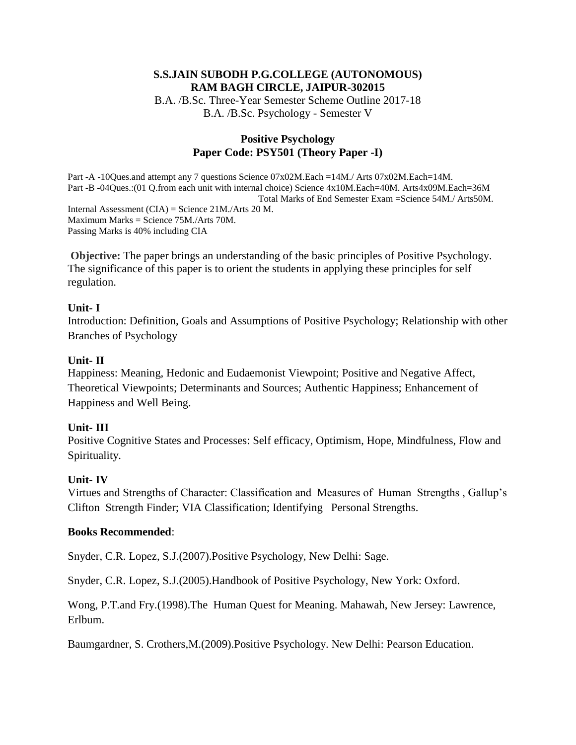**S.S.JAIN SUBODH P.G.COLLEGE (AUTONOMOUS)**
**RAM BAGH CIRCLE, JAIPUR-302015**

B.A. /B.Sc. Three-Year Semester Scheme Outline 2017-18

B.A. /B.Sc. Psychology - Semester V

## Positive Psychology
## Paper Code: PSY501 (Theory Paper -I)

Part -A -10Ques.and attempt any 7 questions Science 07x02M.Each =14M./ Arts 07x02M.Each=14M.
Part -B -04Ques.:(01 Q.from each unit with internal choice) Science 4x10M.Each=40M. Arts4x09M.Each=36M
Total Marks of End Semester Exam =Science 54M./ Arts50M.
Internal Assessment (CIA) = Science 21M./Arts 20 M.
Maximum Marks = Science 75M./Arts 70M.
Passing Marks is 40% including CIA

**Objective:** The paper brings an understanding of the basic principles of Positive Psychology. The significance of this paper is to orient the students in applying these principles for self regulation.

**Unit- I**

Introduction: Definition, Goals and Assumptions of Positive Psychology; Relationship with other Branches of Psychology

**Unit- II**

Happiness: Meaning, Hedonic and Eudaemonist Viewpoint; Positive and Negative Affect, Theoretical Viewpoints; Determinants and Sources; Authentic Happiness; Enhancement of Happiness and Well Being.

**Unit- III**

Positive Cognitive States and Processes: Self efficacy, Optimism, Hope, Mindfulness, Flow and Spirituality.

**Unit- IV**

Virtues and Strengths of Character: Classification and Measures of Human Strengths , Gallup's Clifton Strength Finder; VIA Classification; Identifying Personal Strengths.

**Books Recommended**:

Snyder, C.R. Lopez, S.J.(2007).Positive Psychology, New Delhi: Sage.

Snyder, C.R. Lopez, S.J.(2005).Handbook of Positive Psychology, New York: Oxford.

Wong, P.T.and Fry.(1998).The Human Quest for Meaning. Mahawah, New Jersey: Lawrence, Erlbum.

Baumgardner, S. Crothers,M.(2009).Positive Psychology. New Delhi: Pearson Education.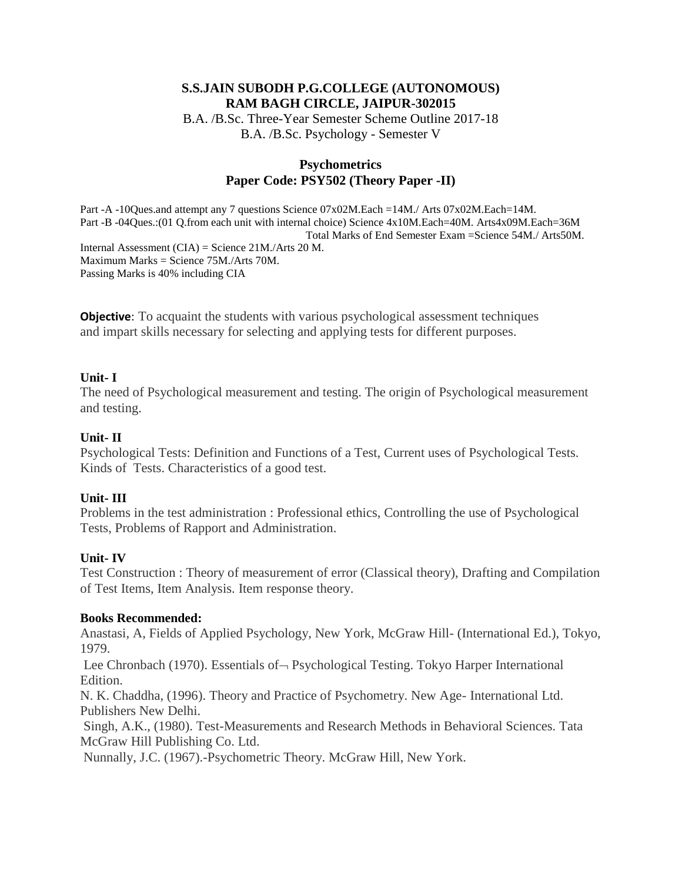**S.S.JAIN SUBODH P.G.COLLEGE (AUTONOMOUS)**
**RAM BAGH CIRCLE, JAIPUR-302015**
B.A. /B.Sc. Three-Year Semester Scheme Outline 2017-18
B.A. /B.Sc. Psychology - Semester V

## Psychometrics
## Paper Code: PSY502 (Theory Paper -II)

Part -A -10Ques.and attempt any 7 questions Science 07x02M.Each =14M./ Arts 07x02M.Each=14M.
Part -B -04Ques.:(01 Q.from each unit with internal choice) Science 4x10M.Each=40M. Arts4x09M.Each=36M
Total Marks of End Semester Exam =Science 54M./ Arts50M.
Internal Assessment (CIA) = Science 21M./Arts 20 M.
Maximum Marks = Science 75M./Arts 70M.
Passing Marks is 40% including CIA

**Objective**: To acquaint the students with various psychological assessment techniques and impart skills necessary for selecting and applying tests for different purposes.

**Unit- I**
The need of Psychological measurement and testing. The origin of Psychological measurement and testing.

**Unit- II**
Psychological Tests: Definition and Functions of a Test, Current uses of Psychological Tests. Kinds of Tests. Characteristics of a good test.

**Unit- III**
Problems in the test administration : Professional ethics, Controlling the use of Psychological Tests, Problems of Rapport and Administration.

**Unit- IV**
Test Construction : Theory of measurement of error (Classical theory), Drafting and Compilation of Test Items, Item Analysis. Item response theory.

**Books Recommended:**
Anastasi, A, Fields of Applied Psychology, New York, McGraw Hill- (International Ed.), Tokyo, 1979.
Lee Chronbach (1970). Essentials of¬ Psychological Testing. Tokyo Harper International Edition.
N. K. Chaddha, (1996). Theory and Practice of Psychometry. New Age- International Ltd. Publishers New Delhi.
Singh, A.K., (1980). Test-Measurements and Research Methods in Behavioral Sciences. Tata McGraw Hill Publishing Co. Ltd.
Nunnally, J.C. (1967).-Psychometric Theory. McGraw Hill, New York.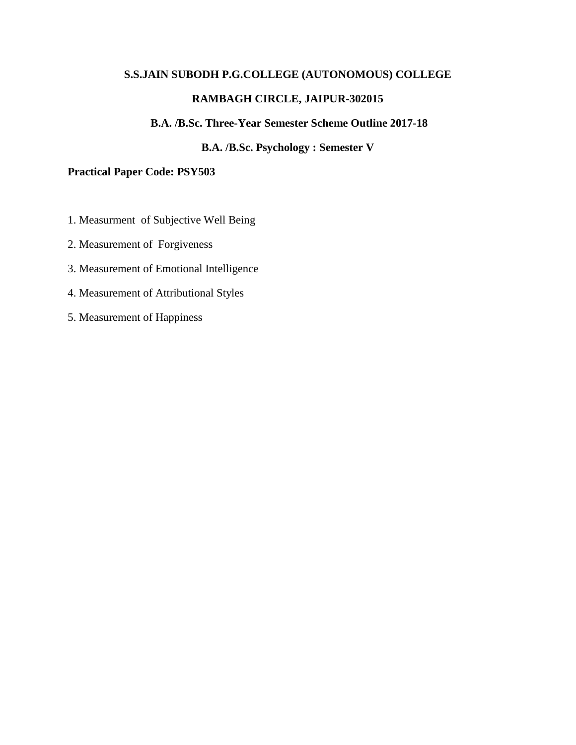**S.S.JAIN SUBODH P.G.COLLEGE (AUTONOMOUS) COLLEGE**

**RAMBAGH CIRCLE, JAIPUR-302015**

**B.A. /B.Sc. Three-Year Semester Scheme Outline 2017-18**

**B.A. /B.Sc. Psychology : Semester V**

**Practical Paper Code: PSY503**

1. Measurment of Subjective Well Being
2. Measurement of Forgiveness
3. Measurement of Emotional Intelligence
4. Measurement of Attributional Styles
5. Measurement of Happiness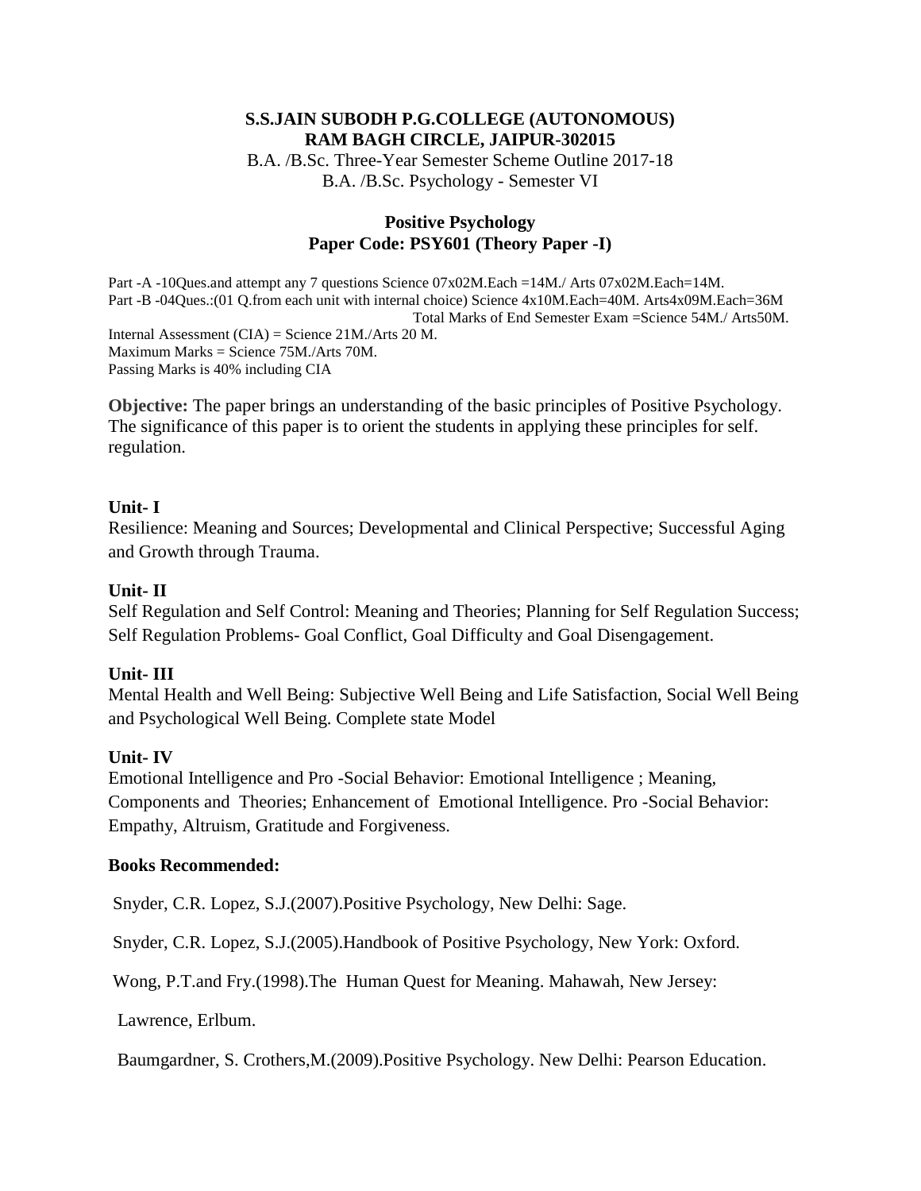**S.S.JAIN SUBODH P.G.COLLEGE (AUTONOMOUS)**
**RAM BAGH CIRCLE, JAIPUR-302015**

B.A. /B.Sc. Three-Year Semester Scheme Outline 2017-18
B.A. /B.Sc. Psychology - Semester VI

## Positive Psychology
## Paper Code: PSY601 (Theory Paper -I)

Part -A -10Ques.and attempt any 7 questions Science 07x02M.Each =14M./ Arts 07x02M.Each=14M.
Part -B -04Ques.:(01 Q.from each unit with internal choice) Science 4x10M.Each=40M. Arts4x09M.Each=36M
Total Marks of End Semester Exam =Science 54M./ Arts50M.
Internal Assessment (CIA) = Science 21M./Arts 20 M.
Maximum Marks = Science 75M./Arts 70M.
Passing Marks is 40% including CIA

**Objective:** The paper brings an understanding of the basic principles of Positive Psychology. The significance of this paper is to orient the students in applying these principles for self. regulation.

**Unit- I**
Resilience: Meaning and Sources; Developmental and Clinical Perspective; Successful Aging and Growth through Trauma.

**Unit- II**
Self Regulation and Self Control: Meaning and Theories; Planning for Self Regulation Success; Self Regulation Problems- Goal Conflict, Goal Difficulty and Goal Disengagement.

**Unit- III**
Mental Health and Well Being: Subjective Well Being and Life Satisfaction, Social Well Being and Psychological Well Being. Complete state Model

**Unit- IV**
Emotional Intelligence and Pro -Social Behavior: Emotional Intelligence ; Meaning, Components and Theories; Enhancement of Emotional Intelligence. Pro -Social Behavior: Empathy, Altruism, Gratitude and Forgiveness.

**Books Recommended:**

Snyder, C.R. Lopez, S.J.(2007).Positive Psychology, New Delhi: Sage.

Snyder, C.R. Lopez, S.J.(2005).Handbook of Positive Psychology, New York: Oxford.

Wong, P.T.and Fry.(1998).The Human Quest for Meaning. Mahawah, New Jersey:

Lawrence, Erlbum.

Baumgardner, S. Crothers,M.(2009).Positive Psychology. New Delhi: Pearson Education.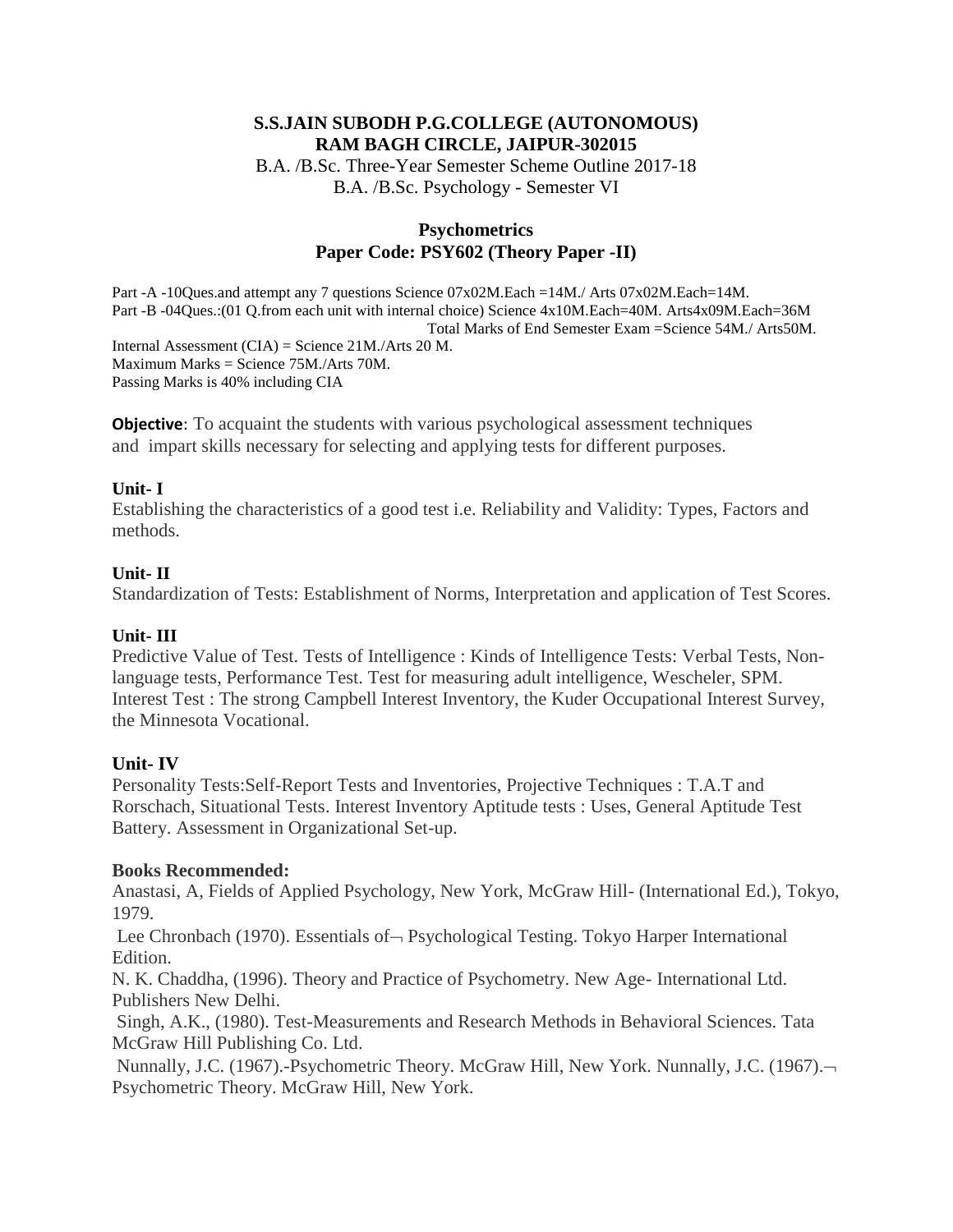**S.S.JAIN SUBODH P.G.COLLEGE (AUTONOMOUS)**
**RAM BAGH CIRCLE, JAIPUR-302015**

B.A. /B.Sc. Three-Year Semester Scheme Outline 2017-18

B.A. /B.Sc. Psychology - Semester VI

## Psychometrics

### Paper Code: PSY602 (Theory Paper -II)

Part -A -10Ques.and attempt any 7 questions Science 07x02M.Each =14M./ Arts 07x02M.Each=14M.
Part -B -04Ques.:(01 Q.from each unit with internal choice) Science 4x10M.Each=40M. Arts4x09M.Each=36M
Total Marks of End Semester Exam =Science 54M./ Arts50M.
Internal Assessment (CIA) = Science 21M./Arts 20 M.
Maximum Marks = Science 75M./Arts 70M.
Passing Marks is 40% including CIA

**Objective**: To acquaint the students with various psychological assessment techniques and impart skills necessary for selecting and applying tests for different purposes.

**Unit- I**
Establishing the characteristics of a good test i.e. Reliability and Validity: Types, Factors and methods.

**Unit- II**
Standardization of Tests: Establishment of Norms, Interpretation and application of Test Scores.

**Unit- III**
Predictive Value of Test. Tests of Intelligence : Kinds of Intelligence Tests: Verbal Tests, Non-language tests, Performance Test. Test for measuring adult intelligence, Wescheler, SPM. Interest Test : The strong Campbell Interest Inventory, the Kuder Occupational Interest Survey, the Minnesota Vocational.

**Unit- IV**
Personality Tests:Self-Report Tests and Inventories, Projective Techniques : T.A.T and Rorschach, Situational Tests. Interest Inventory Aptitude tests : Uses, General Aptitude Test Battery. Assessment in Organizational Set-up.

**Books Recommended:**

Anastasi, A, Fields of Applied Psychology, New York, McGraw Hill- (International Ed.), Tokyo, 1979.

Lee Chronbach (1970). Essentials of¬ Psychological Testing. Tokyo Harper International Edition.

N. K. Chaddha, (1996). Theory and Practice of Psychometry. New Age- International Ltd. Publishers New Delhi.

Singh, A.K., (1980). Test-Measurements and Research Methods in Behavioral Sciences. Tata McGraw Hill Publishing Co. Ltd.

Nunnally, J.C. (1967).-Psychometric Theory. McGraw Hill, New York. Nunnally, J.C. (1967).¬ Psychometric Theory. McGraw Hill, New York.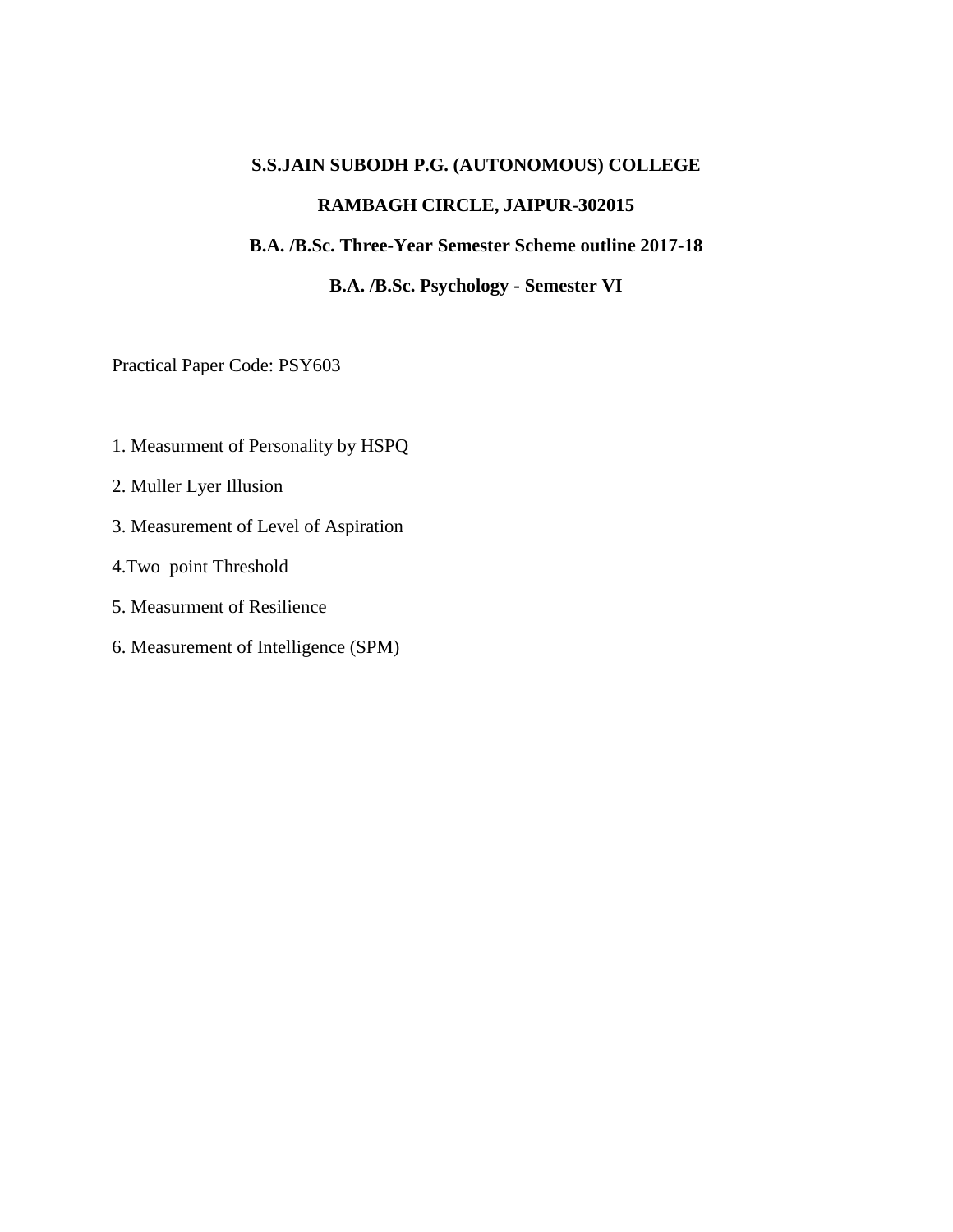**S.S.JAIN SUBODH P.G. (AUTONOMOUS) COLLEGE**

**RAMBAGH CIRCLE, JAIPUR-302015**

**B.A. /B.Sc. Three-Year Semester Scheme outline 2017-18**

**B.A. /B.Sc. Psychology - Semester VI**

Practical Paper Code: PSY603

1. Measurment of Personality by HSPQ
2. Muller Lyer Illusion
3. Measurement of Level of Aspiration
4. Two point Threshold
5. Measurment of Resilience
6. Measurement of Intelligence (SPM)